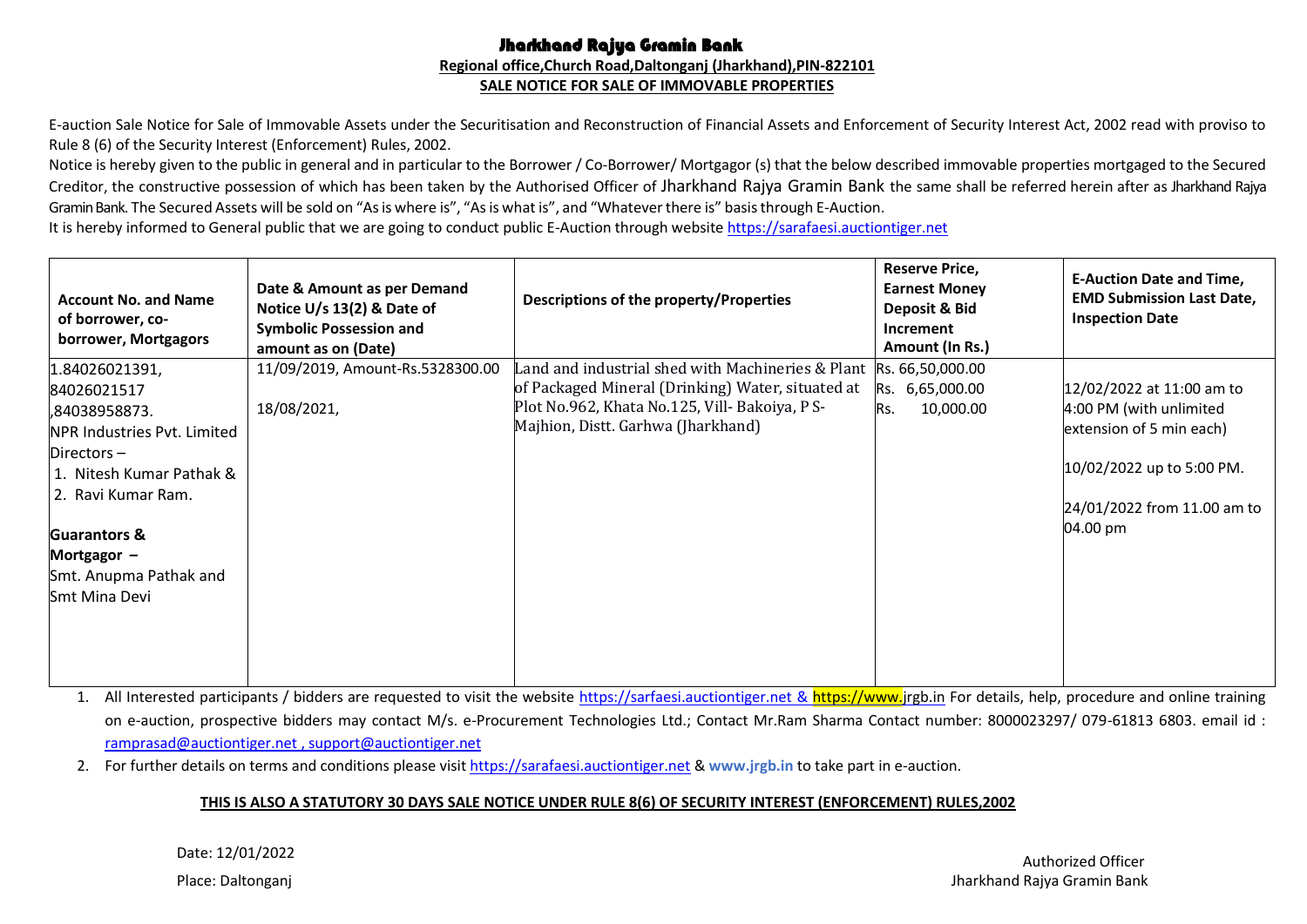# Jharkhand Rajya Gramin Bank

**Regional office,Church Road,Daltonganj (Jharkhand),PIN-822101**

**SALE NOTICE FOR SALE OF IMMOVABLE PROPERTIES**

E-auction Sale Notice for Sale of Immovable Assets under the Securitisation and Reconstruction of Financial Assets and Enforcement of Security Interest Act, 2002 read with proviso to Rule 8 (6) of the Security Interest (Enforcement) Rules, 2002.

Notice is hereby given to the public in general and in particular to the Borrower / Co-Borrower/ Mortgagor (s) that the below described immovable properties mortgaged to the Secured Creditor, the constructive possession of which has been taken by the Authorised Officer of Jharkhand Rajya Gramin Bank the same shall be referred herein after as Jharkhand Rajya Gramin Bank. The Secured Assets will be sold on "As is where is", "As is what is", and "Whatever there is" basis through E-Auction.

It is hereby informed to General public that we are going to conduct public E-Auction through website https://sarafaesi.auctiontiger.net

| Account No. and Name of borrower, co-borrower, Mortgagors | Date & Amount as per Demand Notice U/s 13(2) & Date of Symbolic Possession and amount as on (Date) | Descriptions of the property/Properties | Reserve Price, Earnest Money Deposit & Bid Increment Amount (In Rs.) | E-Auction Date and Time, EMD Submission Last Date, Inspection Date |
|---|---|---|---|---|
| 1.84026021391, 84026021517 ,84038958873. NPR Industries Pvt. Limited Directors – 1. Nitesh Kumar Pathak & 2. Ravi Kumar Ram. **Guarantors & Mortgagor –** Smt. Anupma Pathak and Smt Mina Devi | 11/09/2019, Amount-Rs.5328300.00 18/08/2021, | Land and industrial shed with Machineries & Plant of Packaged Mineral (Drinking) Water, situated at Plot No.962, Khata No.125, Vill- Bakoiya, P S- Majhion, Distt. Garhwa (Jharkhand) | Rs. 66,50,000.00 Rs. 6,65,000.00 Rs. 10,000.00 | 12/02/2022 at 11:00 am to 4:00 PM (with unlimited extension of 5 min each) 10/02/2022 up to 5:00 PM. 24/01/2022 from 11.00 am to 04.00 pm |

1. All Interested participants / bidders are requested to visit the website https://sarfaesi.auctiontiger.net & https://www.jrgb.in For details, help, procedure and online training on e-auction, prospective bidders may contact M/s. e-Procurement Technologies Ltd.; Contact Mr.Ram Sharma Contact number: 8000023297/ 079-61813 6803. email id : ramprasad@auctiontiger.net , support@auctiontiger.net
2. For further details on terms and conditions please visit https://sarafaesi.auctiontiger.net & **www.jrgb.in** to take part in e-auction.

**THIS IS ALSO A STATUTORY 30 DAYS SALE NOTICE UNDER RULE 8(6) OF SECURITY INTEREST (ENFORCEMENT) RULES,2002**

Date: 12/01/2022

Place: Daltonganj

Authorized Officer

Jharkhand Rajya Gramin Bank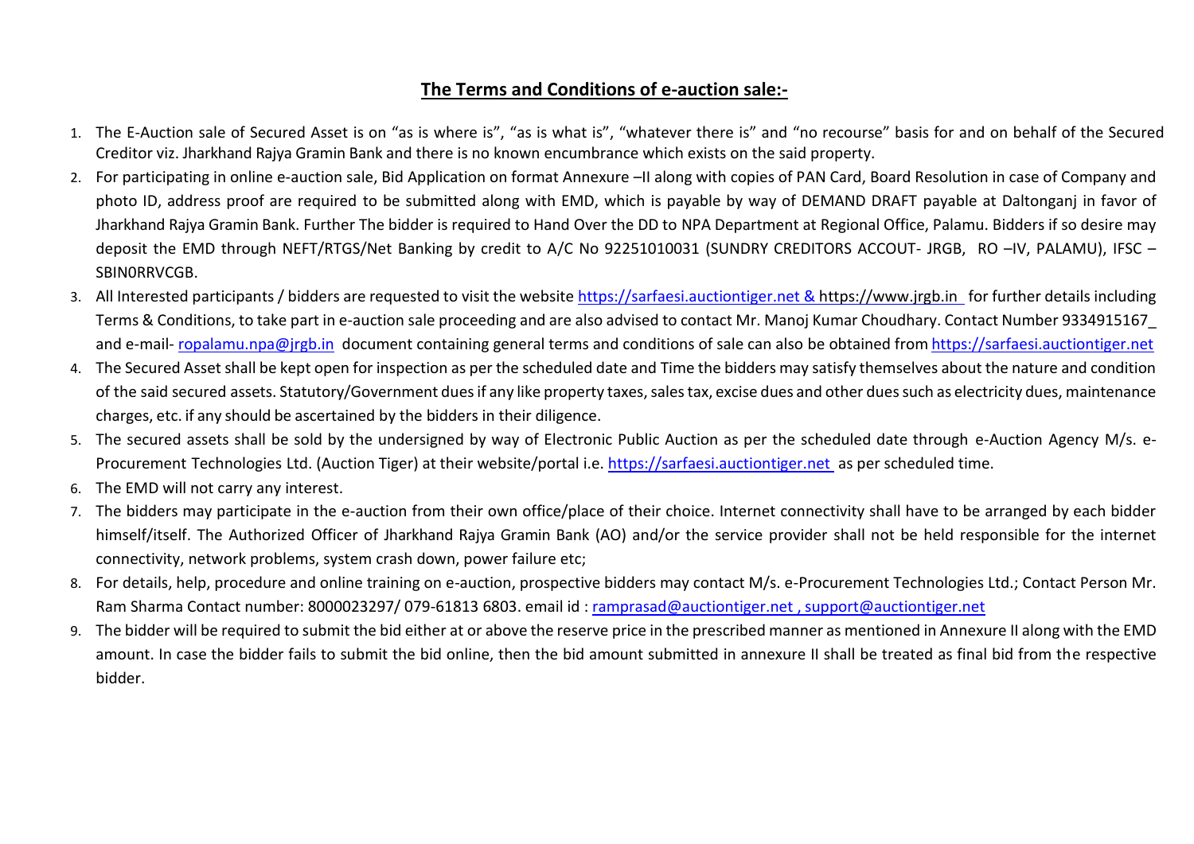## **The Terms and Conditions of e-auction sale:-**

1. The E-Auction sale of Secured Asset is on "as is where is", "as is what is", "whatever there is" and "no recourse" basis for and on behalf of the Secured Creditor viz. Jharkhand Rajya Gramin Bank and there is no known encumbrance which exists on the said property.
2. For participating in online e-auction sale, Bid Application on format Annexure –II along with copies of PAN Card, Board Resolution in case of Company and photo ID, address proof are required to be submitted along with EMD, which is payable by way of DEMAND DRAFT payable at Daltonganj in favor of Jharkhand Rajya Gramin Bank. Further The bidder is required to Hand Over the DD to NPA Department at Regional Office, Palamu. Bidders if so desire may deposit the EMD through NEFT/RTGS/Net Banking by credit to A/C No 92251010031 (SUNDRY CREDITORS ACCOUT- JRGB, RO –IV, PALAMU), IFSC – SBIN0RRVCGB.
3. All Interested participants / bidders are requested to visit the website https://sarfaesi.auctiontiger.net & https://www.jrgb.in for further details including Terms & Conditions, to take part in e-auction sale proceeding and are also advised to contact Mr. Manoj Kumar Choudhary. Contact Number 9334915167_ and e-mail- ropalamu.npa@jrgb.in document containing general terms and conditions of sale can also be obtained from https://sarfaesi.auctiontiger.net
4. The Secured Asset shall be kept open for inspection as per the scheduled date and Time the bidders may satisfy themselves about the nature and condition of the said secured assets. Statutory/Government dues if any like property taxes, sales tax, excise dues and other dues such as electricity dues, maintenance charges, etc. if any should be ascertained by the bidders in their diligence.
5. The secured assets shall be sold by the undersigned by way of Electronic Public Auction as per the scheduled date through e-Auction Agency M/s. e-Procurement Technologies Ltd. (Auction Tiger) at their website/portal i.e. https://sarfaesi.auctiontiger.net as per scheduled time.
6. The EMD will not carry any interest.
7. The bidders may participate in the e-auction from their own office/place of their choice. Internet connectivity shall have to be arranged by each bidder himself/itself. The Authorized Officer of Jharkhand Rajya Gramin Bank (AO) and/or the service provider shall not be held responsible for the internet connectivity, network problems, system crash down, power failure etc;
8. For details, help, procedure and online training on e-auction, prospective bidders may contact M/s. e-Procurement Technologies Ltd.; Contact Person Mr. Ram Sharma Contact number: 8000023297/ 079-61813 6803. email id : ramprasad@auctiontiger.net , support@auctiontiger.net
9. The bidder will be required to submit the bid either at or above the reserve price in the prescribed manner as mentioned in Annexure II along with the EMD amount. In case the bidder fails to submit the bid online, then the bid amount submitted in annexure II shall be treated as final bid from the respective bidder.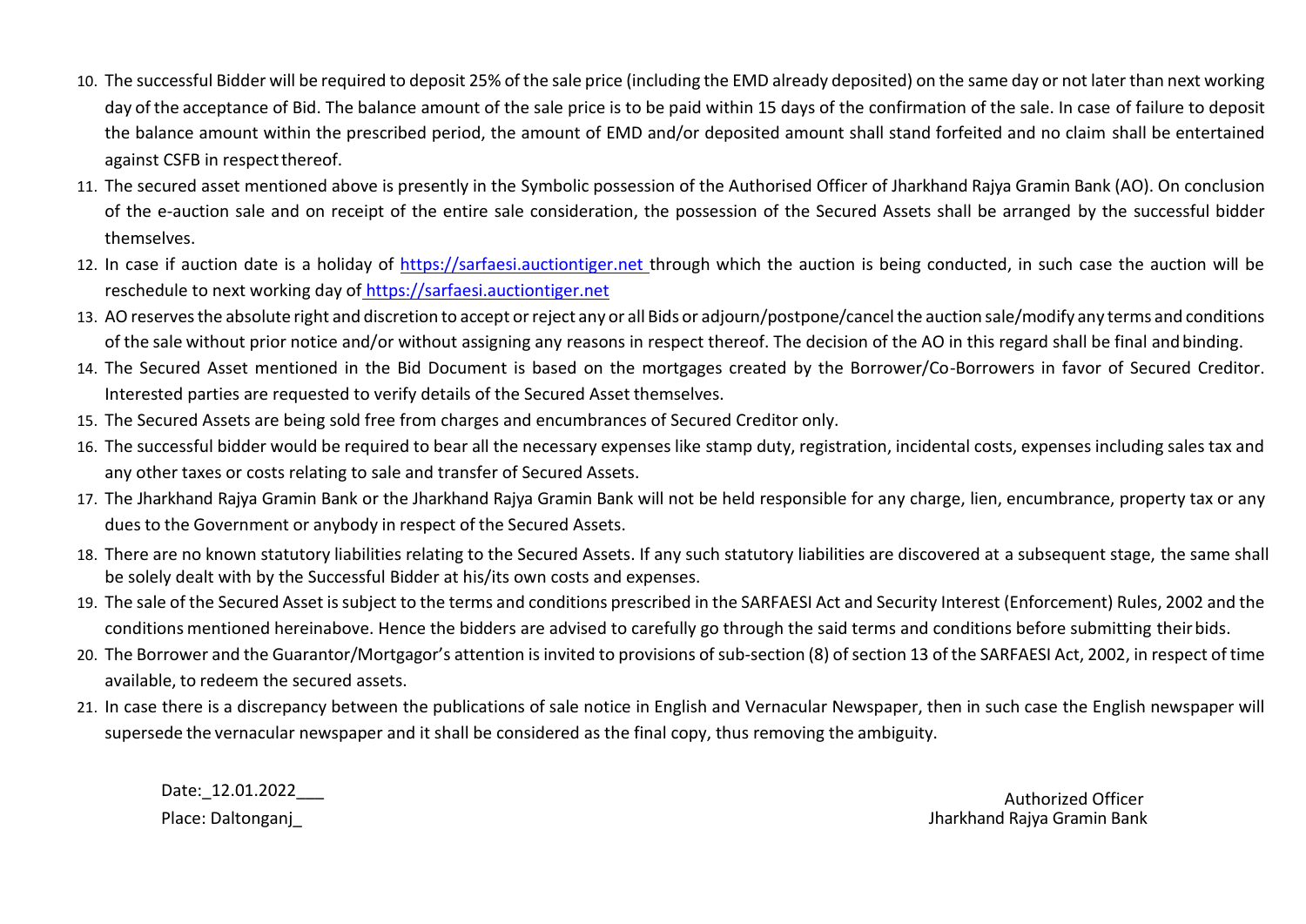10. The successful Bidder will be required to deposit 25% of the sale price (including the EMD already deposited) on the same day or not later than next working day of the acceptance of Bid. The balance amount of the sale price is to be paid within 15 days of the confirmation of the sale. In case of failure to deposit the balance amount within the prescribed period, the amount of EMD and/or deposited amount shall stand forfeited and no claim shall be entertained against CSFB in respect thereof.
11. The secured asset mentioned above is presently in the Symbolic possession of the Authorised Officer of Jharkhand Rajya Gramin Bank (AO). On conclusion of the e-auction sale and on receipt of the entire sale consideration, the possession of the Secured Assets shall be arranged by the successful bidder themselves.
12. In case if auction date is a holiday of https://sarfaesi.auctiontiger.net through which the auction is being conducted, in such case the auction will be reschedule to next working day of https://sarfaesi.auctiontiger.net
13. AO reserves the absolute right and discretion to accept or reject any or all Bids or adjourn/postpone/cancel the auction sale/modify any terms and conditions of the sale without prior notice and/or without assigning any reasons in respect thereof. The decision of the AO in this regard shall be final and binding.
14. The Secured Asset mentioned in the Bid Document is based on the mortgages created by the Borrower/Co-Borrowers in favor of Secured Creditor. Interested parties are requested to verify details of the Secured Asset themselves.
15. The Secured Assets are being sold free from charges and encumbrances of Secured Creditor only.
16. The successful bidder would be required to bear all the necessary expenses like stamp duty, registration, incidental costs, expenses including sales tax and any other taxes or costs relating to sale and transfer of Secured Assets.
17. The Jharkhand Rajya Gramin Bank or the Jharkhand Rajya Gramin Bank will not be held responsible for any charge, lien, encumbrance, property tax or any dues to the Government or anybody in respect of the Secured Assets.
18. There are no known statutory liabilities relating to the Secured Assets. If any such statutory liabilities are discovered at a subsequent stage, the same shall be solely dealt with by the Successful Bidder at his/its own costs and expenses.
19. The sale of the Secured Asset is subject to the terms and conditions prescribed in the SARFAESI Act and Security Interest (Enforcement) Rules, 2002 and the conditions mentioned hereinabove. Hence the bidders are advised to carefully go through the said terms and conditions before submitting their bids.
20. The Borrower and the Guarantor/Mortgagor's attention is invited to provisions of sub-section (8) of section 13 of the SARFAESI Act, 2002, in respect of time available, to redeem the secured assets.
21. In case there is a discrepancy between the publications of sale notice in English and Vernacular Newspaper, then in such case the English newspaper will supersede the vernacular newspaper and it shall be considered as the final copy, thus removing the ambiguity.

Date:_12.01.2022___

Place: Daltonganj_

Authorized Officer

Jharkhand Rajya Gramin Bank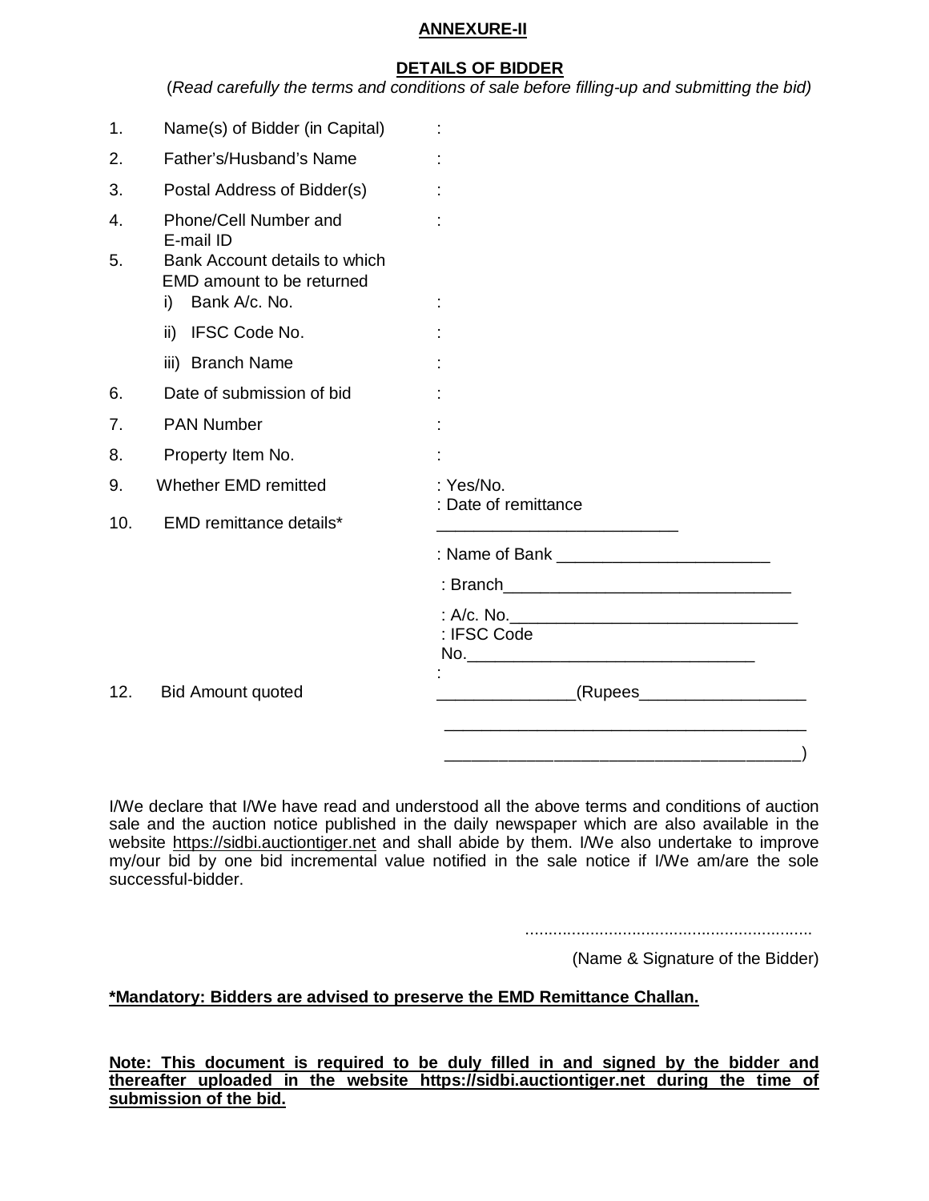**ANNEXURE-II**

**DETAILS OF BIDDER**

(*Read carefully the terms and conditions of sale before filling-up and submitting the bid)*

| | | |
|---|---|---|
| 1. | Name(s) of Bidder (in Capital) | : |
| 2. | Father's/Husband's Name | : |
| 3. | Postal Address of Bidder(s) | : |
| 4. | Phone/Cell Number and E-mail ID | : |
| 5. | Bank Account details to which EMD amount to be returned | |
| | i) Bank A/c. No. | : |
| | ii) IFSC Code No. | : |
| | iii) Branch Name | : |
| 6. | Date of submission of bid | : |
| 7. | PAN Number | : |
| 8. | Property Item No. | : |
| 9. | Whether EMD remitted | : Yes/No. |
| 10. | EMD remittance details* | : Date of remittance ___________________________ |
| | | : Name of Bank ________________________ |
| | | : Branch________________________________ |
| | | : A/c. No.________________________________ |
| | | : IFSC Code No.________________________________ |
| 12. | Bid Amount quoted | : _______________(Rupees__________________ ________________________________________ ______________________________________) |

I/We declare that I/We have read and understood all the above terms and conditions of auction sale and the auction notice published in the daily newspaper which are also available in the website https://sidbi.auctiontiger.net and shall abide by them. I/We also undertake to improve my/our bid by one bid incremental value notified in the sale notice if I/We am/are the sole successful-bidder.

.............................................................

(Name & Signature of the Bidder)

**\*Mandatory: Bidders are advised to preserve the EMD Remittance Challan.**

**Note: This document is required to be duly filled in and signed by the bidder and thereafter uploaded in the website https://sidbi.auctiontiger.net during the time of submission of the bid.**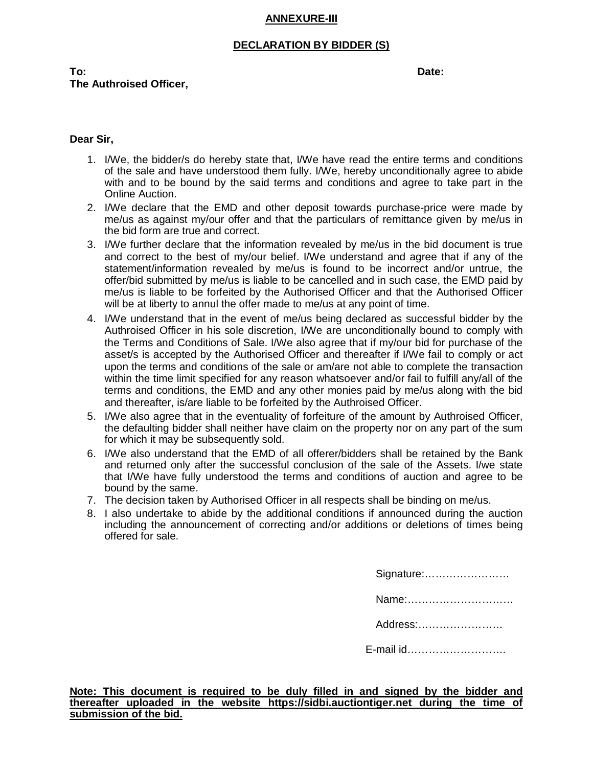**ANNEXURE-III**

**DECLARATION BY BIDDER (S)**

**To:** **Date:**
**The Authroised Officer,**

**Dear Sir,**

1. I/We, the bidder/s do hereby state that, I/We have read the entire terms and conditions of the sale and have understood them fully. I/We, hereby unconditionally agree to abide with and to be bound by the said terms and conditions and agree to take part in the Online Auction.
2. I/We declare that the EMD and other deposit towards purchase-price were made by me/us as against my/our offer and that the particulars of remittance given by me/us in the bid form are true and correct.
3. I/We further declare that the information revealed by me/us in the bid document is true and correct to the best of my/our belief. I/We understand and agree that if any of the statement/information revealed by me/us is found to be incorrect and/or untrue, the offer/bid submitted by me/us is liable to be cancelled and in such case, the EMD paid by me/us is liable to be forfeited by the Authorised Officer and that the Authorised Officer will be at liberty to annul the offer made to me/us at any point of time.
4. I/We understand that in the event of me/us being declared as successful bidder by the Authroised Officer in his sole discretion, I/We are unconditionally bound to comply with the Terms and Conditions of Sale. I/We also agree that if my/our bid for purchase of the asset/s is accepted by the Authorised Officer and thereafter if I/We fail to comply or act upon the terms and conditions of the sale or am/are not able to complete the transaction within the time limit specified for any reason whatsoever and/or fail to fulfill any/all of the terms and conditions, the EMD and any other monies paid by me/us along with the bid and thereafter, is/are liable to be forfeited by the Authroised Officer.
5. I/We also agree that in the eventuality of forfeiture of the amount by Authroised Officer, the defaulting bidder shall neither have claim on the property nor on any part of the sum for which it may be subsequently sold.
6. I/We also understand that the EMD of all offerer/bidders shall be retained by the Bank and returned only after the successful conclusion of the sale of the Assets. I/we state that I/We have fully understood the terms and conditions of auction and agree to be bound by the same.
7. The decision taken by Authorised Officer in all respects shall be binding on me/us.
8. I also undertake to abide by the additional conditions if announced during the auction including the announcement of correcting and/or additions or deletions of times being offered for sale.

Signature:……………………

Name:…………………………

Address:……………………

E-mail id……………………….

**Note: This document is required to be duly filled in and signed by the bidder and thereafter uploaded in the website https://sidbi.auctiontiger.net during the time of submission of the bid.**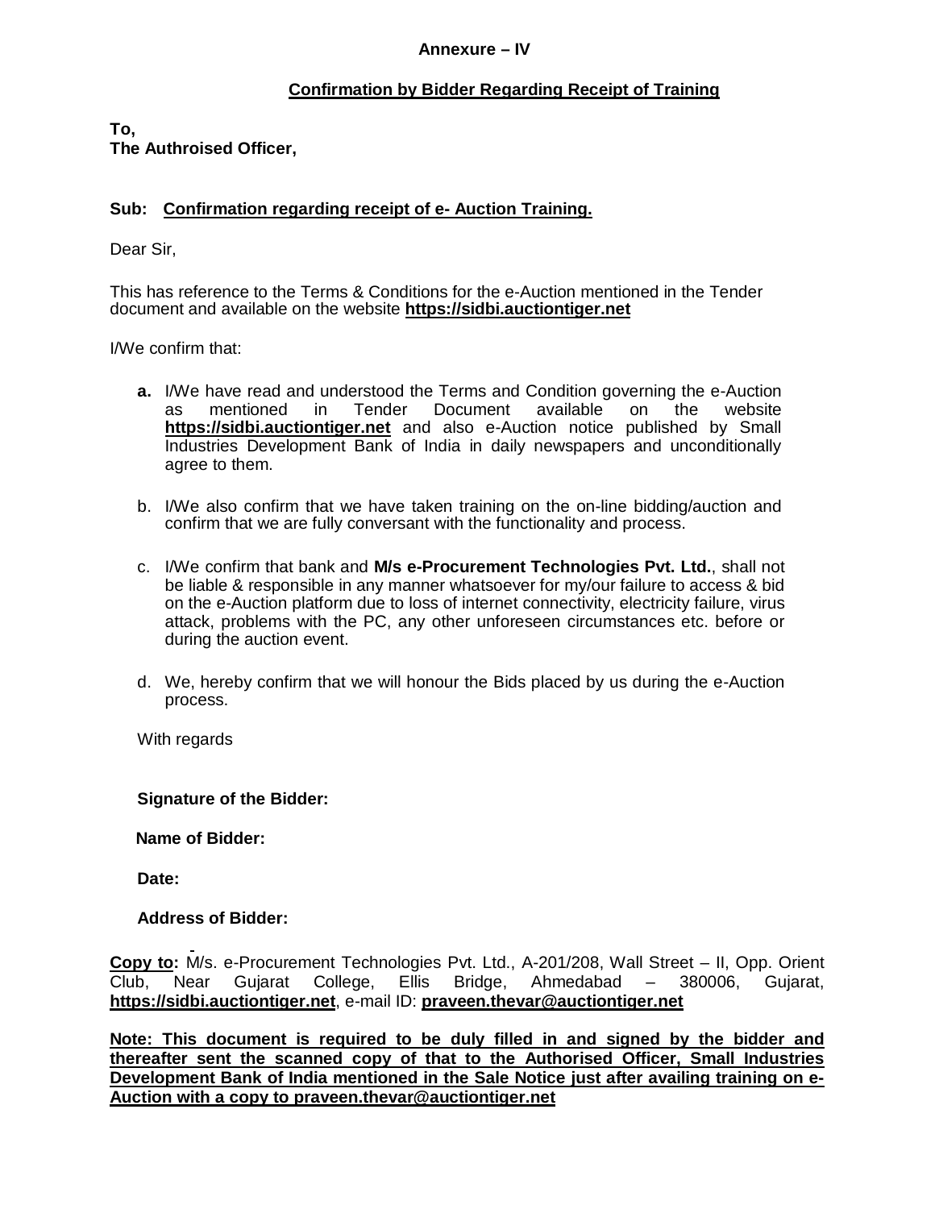**Annexure – IV**

**Confirmation by Bidder Regarding Receipt of Training**

**To,**
**The Authroised Officer,**

**Sub: Confirmation regarding receipt of e- Auction Training.**

Dear Sir,

This has reference to the Terms & Conditions for the e-Auction mentioned in the Tender document and available on the website **https://sidbi.auctiontiger.net**

I/We confirm that:

- **a.** I/We have read and understood the Terms and Condition governing the e-Auction as mentioned in Tender Document available on the website **https://sidbi.auctiontiger.net** and also e-Auction notice published by Small Industries Development Bank of India in daily newspapers and unconditionally agree to them.

- b. I/We also confirm that we have taken training on the on-line bidding/auction and confirm that we are fully conversant with the functionality and process.

- c. I/We confirm that bank and **M/s e-Procurement Technologies Pvt. Ltd.**, shall not be liable & responsible in any manner whatsoever for my/our failure to access & bid on the e-Auction platform due to loss of internet connectivity, electricity failure, virus attack, problems with the PC, any other unforeseen circumstances etc. before or during the auction event.

- d. We, hereby confirm that we will honour the Bids placed by us during the e-Auction process.

With regards

**Signature of the Bidder:**

**Name of Bidder:**

**Date:**

**Address of Bidder:**

**Copy to:** M/s. e-Procurement Technologies Pvt. Ltd., A-201/208, Wall Street – II, Opp. Orient Club, Near Gujarat College, Ellis Bridge, Ahmedabad – 380006, Gujarat, **https://sidbi.auctiontiger.net**, e-mail ID: **praveen.thevar@auctiontiger.net**

**Note: This document is required to be duly filled in and signed by the bidder and thereafter sent the scanned copy of that to the Authorised Officer, Small Industries Development Bank of India mentioned in the Sale Notice just after availing training on e-Auction with a copy to praveen.thevar@auctiontiger.net**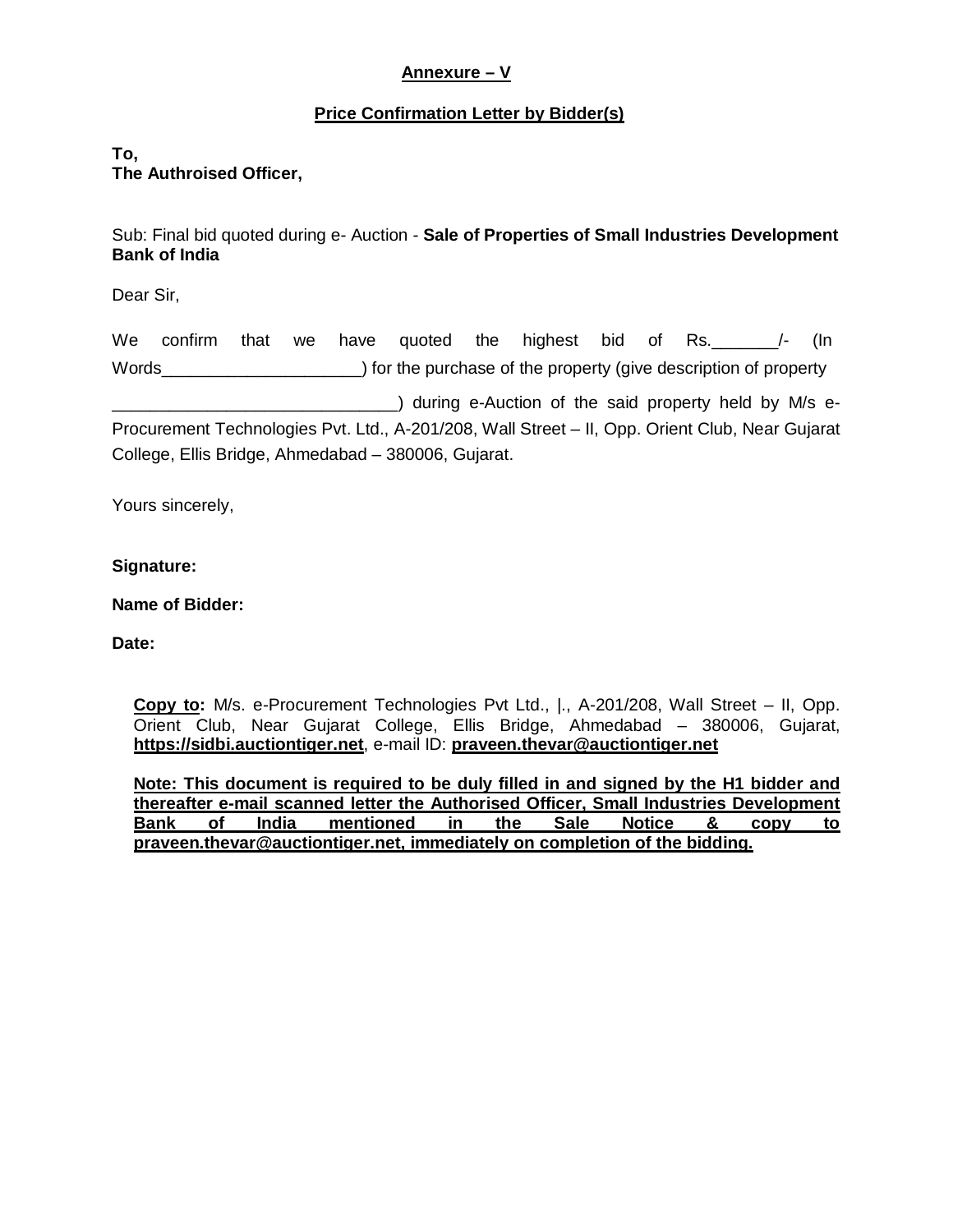**Annexure – V**

**Price Confirmation Letter by Bidder(s)**

**To,**
**The Authroised Officer,**

Sub: Final bid quoted during e- Auction - **Sale of Properties of Small Industries Development Bank of India**

Dear Sir,

We confirm that we have quoted the highest bid of Rs._______/- (In Words____________________) for the purchase of the property (give description of property _____________________________) during e-Auction of the said property held by M/s e-Procurement Technologies Pvt. Ltd., A-201/208, Wall Street – II, Opp. Orient Club, Near Gujarat College, Ellis Bridge, Ahmedabad – 380006, Gujarat.

Yours sincerely,

**Signature:**

**Name of Bidder:**

**Date:**

**Copy to:** M/s. e-Procurement Technologies Pvt Ltd., |., A-201/208, Wall Street – II, Opp. Orient Club, Near Gujarat College, Ellis Bridge, Ahmedabad – 380006, Gujarat, **https://sidbi.auctiontiger.net**, e-mail ID: **praveen.thevar@auctiontiger.net**

**Note: This document is required to be duly filled in and signed by the H1 bidder and thereafter e-mail scanned letter the Authorised Officer, Small Industries Development Bank of India mentioned in the Sale Notice & copy to praveen.thevar@auctiontiger.net, immediately on completion of the bidding.**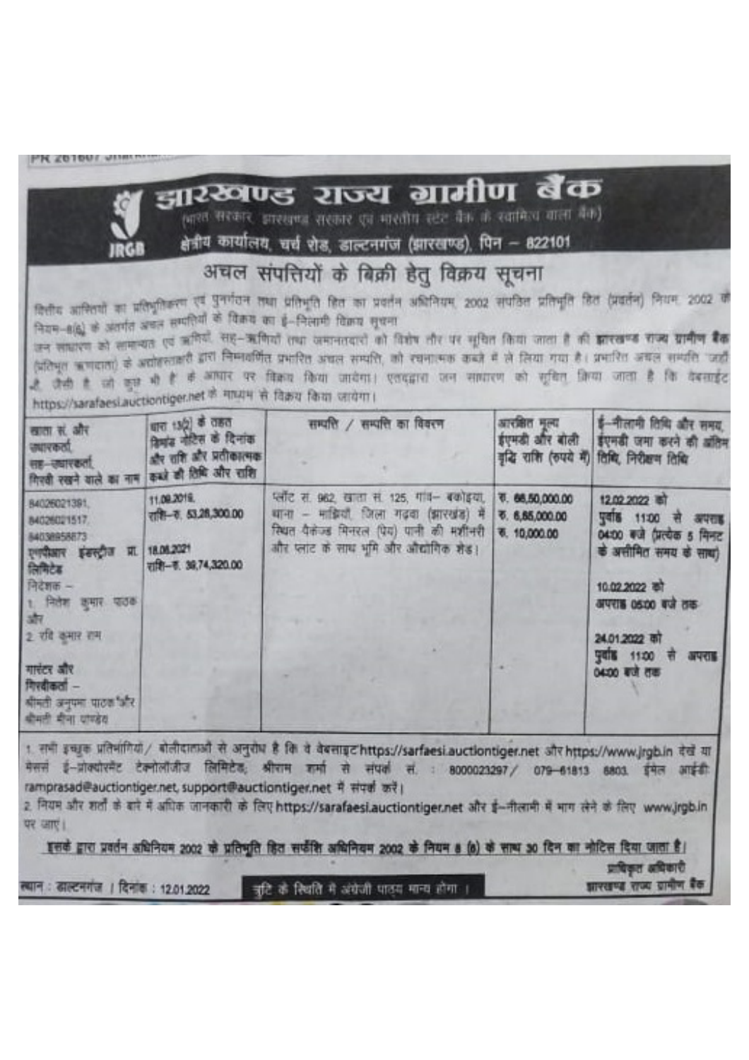# झारखण्ड राज्य ग्रामीण बैंक

(भारत सरकार, झारखण्ड सरकार एवं भारतीय स्टेट बैंक के स्वामित्व वाला बैंक)

क्षेत्रीय कार्यालय, चर्च रोड, डाल्टनगंज (झारखण्ड), पिन – 822101

JRGB

## अचल संपत्तियों के बिक्री हेतु विक्रय सूचना

वित्तीय आस्तियों का प्रतिभूतिकरण एवं पुनर्गठन तथा प्रतिभूति हित का प्रवर्तन अधिनियम 2002 संपठित प्रतिभूति हित (प्रवर्तन) नियम 2002 के नियम–8(6) के अंतर्गत अचल सम्पत्तियों के विक्रय का ई–निलामी विक्रय सूचना

जन साधारण को सामान्यतः एवं ऋणियों, सह–ऋणियों तथा जमानतदारों को विशेष तौर पर सूचित किया जाता है की झारखण्ड राज्य ग्रामीण बैंक (प्रतिभूत ऋणदाता) के अधोहस्ताक्षरी द्वारा निम्नवर्णित प्रभारित अचल सम्पत्ति, को रचनात्मक कब्जे में ले लिया गया है। प्रभारित अचल सम्पत्ति 'जहाँ है जैसी है जो कुछ भी है' के आधार पर विक्रय किया जायेगा। एतद्द्वारा जन साधारण को सूचित किया जाता है कि वेबसाईट https://sarafaesi.auctiontiger.net के माध्यम से विक्रय किया जायेगा।

| खाता सं. और उधारकर्ता, सह–उधारकर्ता, गिरवी रखने वाले का नाम | धारा 13(2) के तहत डिमांड नोटिस के दिनांक और राशि और प्रतीकात्मक कब्जे की तिथि और राशि | सम्पत्ति / सम्पत्ति का विवरण | आरक्षित मूल्य ईएमडी और बोली वृद्धि राशि (रुपये में) | ई–नीलामी तिथि और समय, ईएमडी जमा करने की अंतिम तिथि, निरीक्षण तिथि |
|---|---|---|---|---|
| 84026021391, 84026021517, 84038958673 एनपीआर इंडस्ट्रीज प्रा. लिमिटेड निदेशक – 1. नितेश कुमार पाठक और 2. रवि कुमार राम गारंटर और गिरवीकर्ता – श्रीमती अनुपमा पाठक और श्रीमती मीना पाण्डेय | 11.09.2019, राशि–रु. 53,28,300.00<br>18.06.2021 राशि–रु. 38,74,320.00 | प्लॉट सं. 962, खाता सं. 125, गांव– बकोइया, थाना – मझिआँ, जिला गढ़वा (झारखंड) में स्थित पैकेज्ड मिनरल (पेय) पानी की मशीनरी और प्लांट के साथ भूमि और औद्योगिक शेड। | रु. 68,50,000.00<br>रु. 6,85,000.00<br>रु. 10,000.00 | 12.02.2022 को पुर्वाह्न 11:00 से अपराह्न 04:00 बजे (प्रत्येक 5 मिनट के असीमित समय के साथ)<br>10.02.2022 को अपराह्न 05:00 बजे तक<br>24.01.2022 को पुर्वाह्न 11:00 से अपराह्न 04:00 बजे तक |

1. सभी इच्छुक प्रतिभागियों / बोलीदाताओं से अनुरोध है कि वे वेबसाइट https://sarfaesi.auctiontiger.net और https://www.jrgb.in देखें या मेसर्स ई–प्रोक्योरमेंट टेक्नोलॉजीज लिमिटेड, श्रीराम शर्मा से संपर्क सं. : 8000023297 / 079–61813 6803, ईमेल आईडी ramprasad@auctiontiger.net, support@auctiontiger.net में संपर्क करें।
2. नियम और शर्तों के बारे में अधिक जानकारी के लिए https://sarafaesi.auctiontiger.net और ई–नीलामी में भाग लेने के लिए www.jrgb.in पर जाएं।

इसके द्वारा प्रवर्तन अधिनियम 2002 के प्रतिभूति हित सर्फेशि अधिनियम 2002 के नियम 8 (6) के साथ 30 दिन का नोटिस दिया जाता है।

प्राधिकृत अधिकारी
झारखण्ड राज्य ग्रामीण बैंक

स्थान : डाल्टनगंज । दिनांक : 12.01.2022

त्रुटि के स्थिति में अंग्रेजी पाठ्य मान्य होगा ।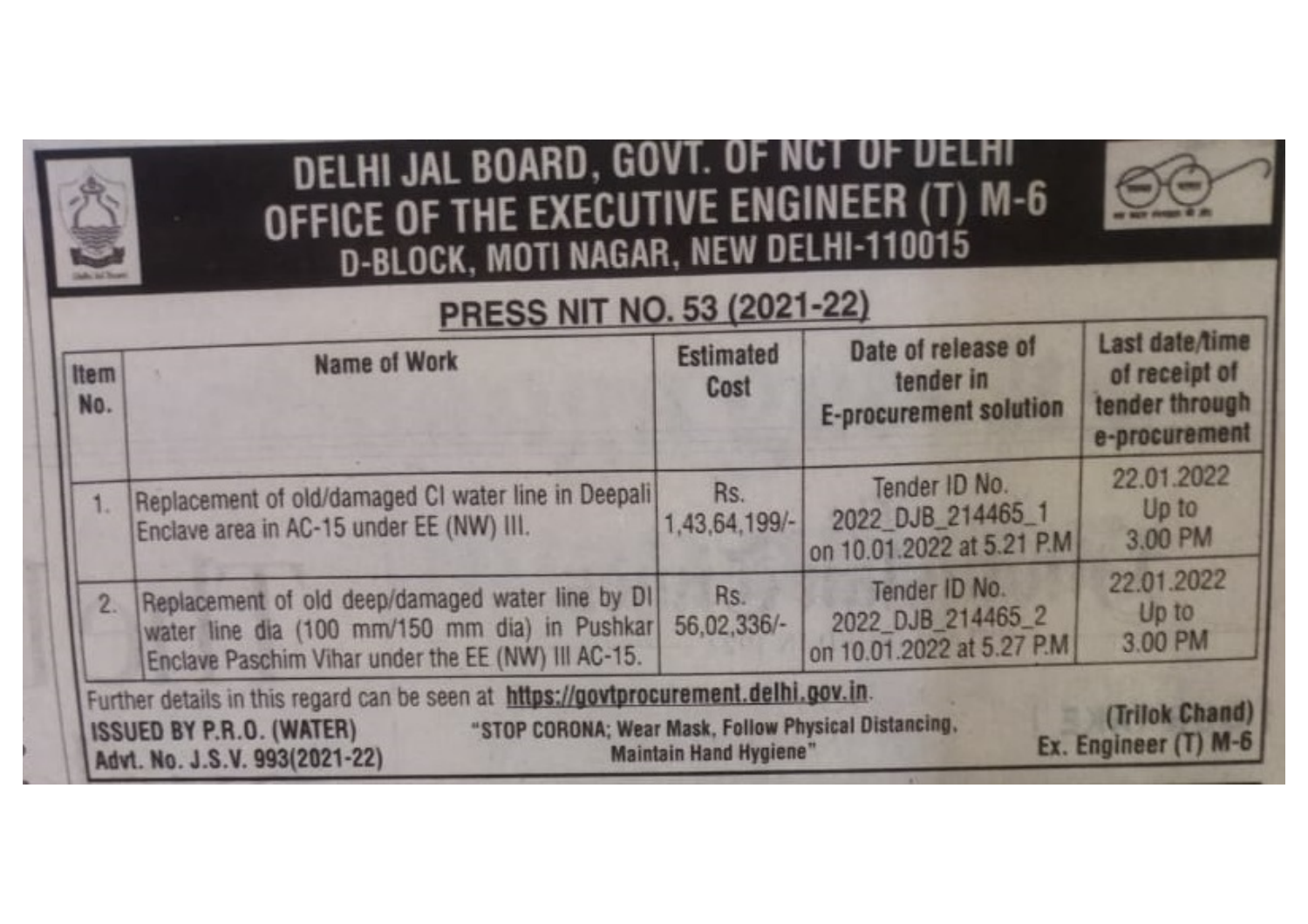# DELHI JAL BOARD, GOVT. OF NCT OF DELHI
## OFFICE OF THE EXECUTIVE ENGINEER (T) M-6
### D-BLOCK, MOTI NAGAR, NEW DELHI-110015

**PRESS NIT NO. 53 (2021-22)**

| Item No. | Name of Work | Estimated Cost | Date of release of tender in E-procurement solution | Last date/time of receipt of tender through e-procurement |
|---|---|---|---|---|
| 1. | Replacement of old/damaged CI water line in Deepali Enclave area in AC-15 under EE (NW) III. | Rs. 1,43,64,199/- | Tender ID No. 2022_DJB_214465_1 on 10.01.2022 at 5.21 P.M | 22.01.2022 Up to 3.00 PM |
| 2. | Replacement of old deep/damaged water line by DI water line dia (100 mm/150 mm dia) in Pushkar Enclave Paschim Vihar under the EE (NW) III AC-15. | Rs. 56,02,336/- | Tender ID No. 2022_DJB_214465_2 on 10.01.2022 at 5.27 P.M | 22.01.2022 Up to 3.00 PM |

Further details in this regard can be seen at **https://govtprocurement.delhi.gov.in**.

**ISSUED BY P.R.O. (WATER)**
**Advt. No. J.S.V. 993(2021-22)**

**"STOP CORONA; Wear Mask, Follow Physical Distancing, Maintain Hand Hygiene"**

**(Trilok Chand)**
**Ex. Engineer (T) M-6**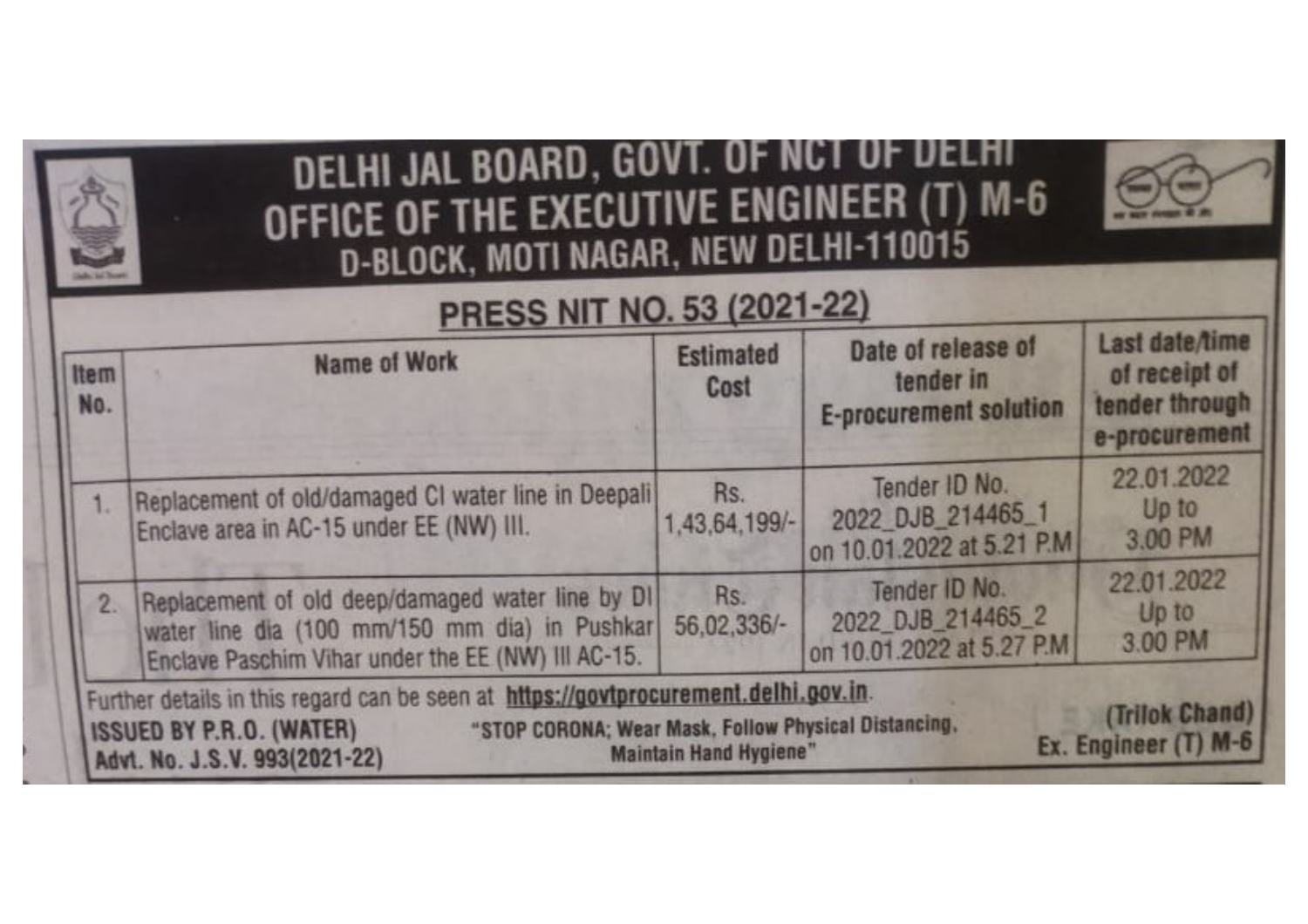# DELHI JAL BOARD, GOVT. OF NCT OF DELHI
## OFFICE OF THE EXECUTIVE ENGINEER (T) M-6
### D-BLOCK, MOTI NAGAR, NEW DELHI-110015

## PRESS NIT NO. 53 (2021-22)

| Item No. | Name of Work | Estimated Cost | Date of release of tender in E-procurement solution | Last date/time of receipt of tender through e-procurement |
|---|---|---|---|---|
| 1. | Replacement of old/damaged CI water line in Deepali Enclave area in AC-15 under EE (NW) III. | Rs. 1,43,64,199/- | Tender ID No. 2022_DJB_214465_1 on 10.01.2022 at 5.21 P.M | 22.01.2022 Up to 3.00 PM |
| 2. | Replacement of old deep/damaged water line by DI water line dia (100 mm/150 mm dia) in Pushkar Enclave Paschim Vihar under the EE (NW) III AC-15. | Rs. 56,02,336/- | Tender ID No. 2022_DJB_214465_2 on 10.01.2022 at 5.27 P.M | 22.01.2022 Up to 3.00 PM |

Further details in this regard can be seen at **https://govtprocurement.delhi.gov.in**.

**ISSUED BY P.R.O. (WATER)**
**Advt. No. J.S.V. 993(2021-22)**

**"STOP CORONA; Wear Mask, Follow Physical Distancing, Maintain Hand Hygiene"**

**(Trilok Chand)**
**Ex. Engineer (T) M-6**